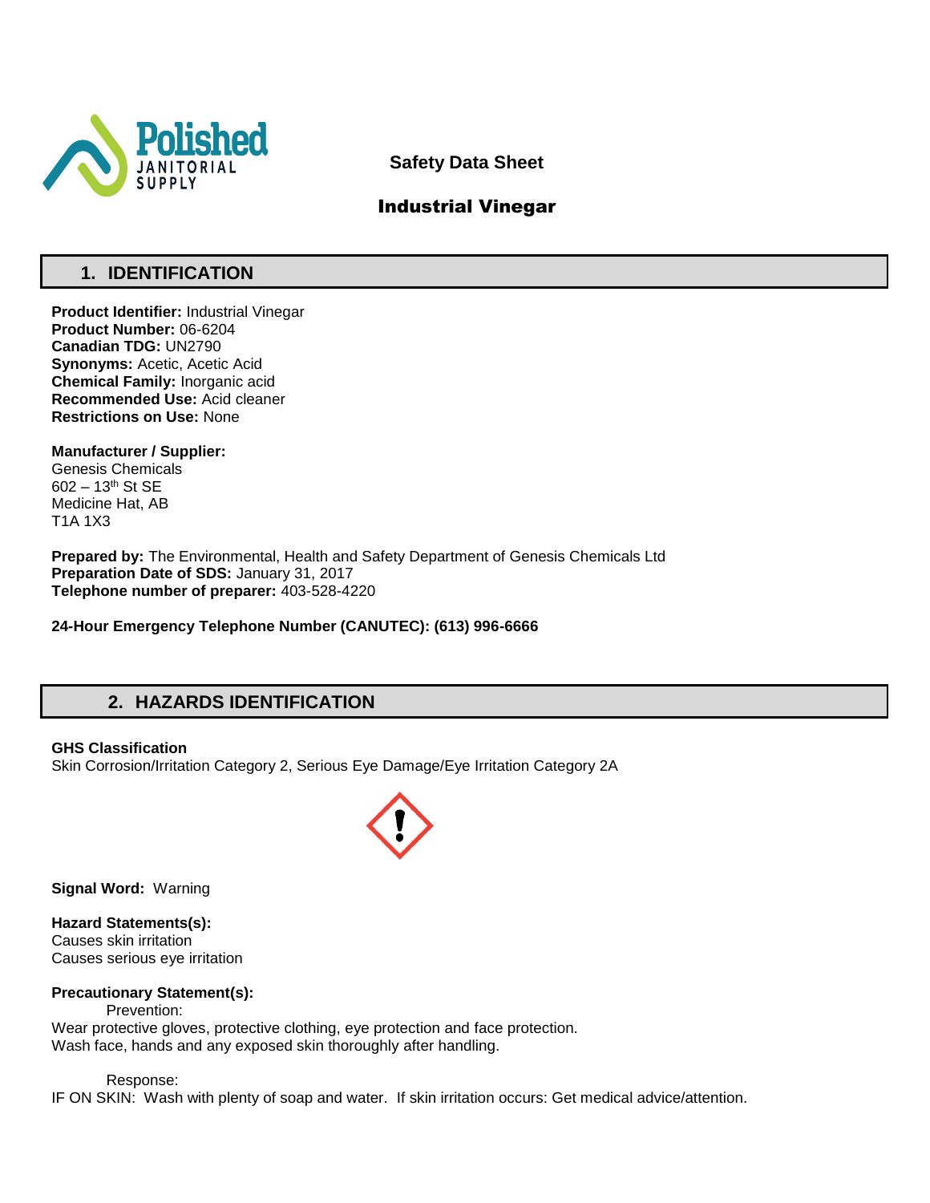Polished JANITORIAL SUPPLY

**Safety Data Sheet**

# Industrial Vinegar

## 1. IDENTIFICATION

**Product Identifier:** Industrial Vinegar
**Product Number:** 06-6204
**Canadian TDG:** UN2790
**Synonyms:** Acetic, Acetic Acid
**Chemical Family:** Inorganic acid
**Recommended Use:** Acid cleaner
**Restrictions on Use:** None

**Manufacturer / Supplier:**
Genesis Chemicals
602 – 13th St SE
Medicine Hat, AB
T1A 1X3

**Prepared by:** The Environmental, Health and Safety Department of Genesis Chemicals Ltd
**Preparation Date of SDS:** January 31, 2017
**Telephone number of preparer:** 403-528-4220

**24-Hour Emergency Telephone Number (CANUTEC): (613) 996-6666**

## 2. HAZARDS IDENTIFICATION

**GHS Classification**
Skin Corrosion/Irritation Category 2, Serious Eye Damage/Eye Irritation Category 2A

**Signal Word:** Warning

**Hazard Statements(s):**
Causes skin irritation
Causes serious eye irritation

**Precautionary Statement(s):**

Prevention:
Wear protective gloves, protective clothing, eye protection and face protection.
Wash face, hands and any exposed skin thoroughly after handling.

Response:
IF ON SKIN: Wash with plenty of soap and water. If skin irritation occurs: Get medical advice/attention.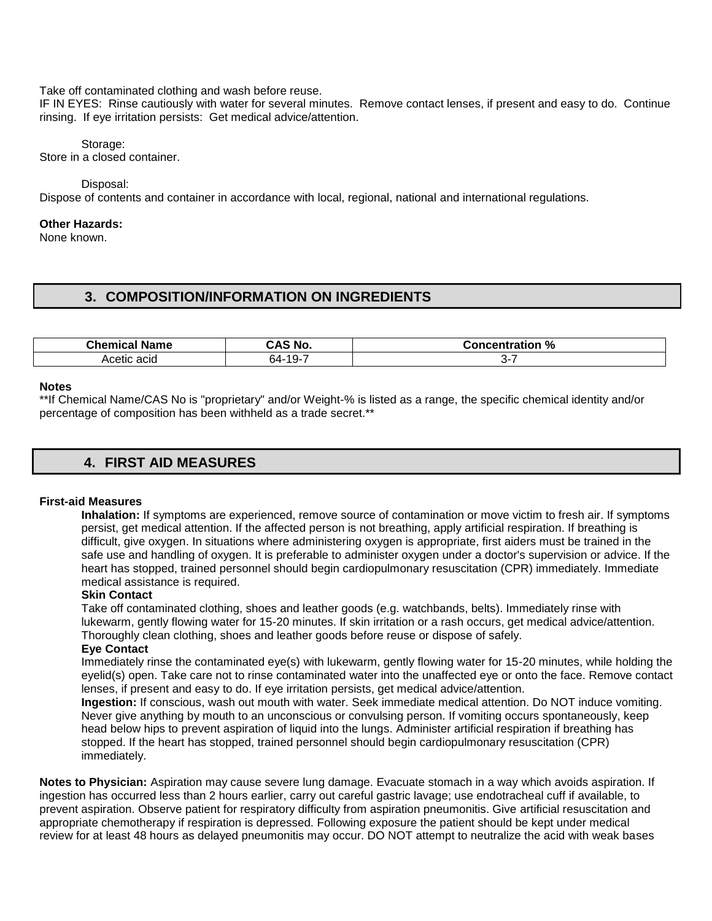Take off contaminated clothing and wash before reuse.
IF IN EYES: Rinse cautiously with water for several minutes. Remove contact lenses, if present and easy to do. Continue rinsing. If eye irritation persists: Get medical advice/attention.

Storage:
Store in a closed container.

Disposal:
Dispose of contents and container in accordance with local, regional, national and international regulations.

**Other Hazards:**
None known.

## 3. COMPOSITION/INFORMATION ON INGREDIENTS

| Chemical Name | CAS No. | Concentration % |
|---|---|---|
| Acetic acid | 64-19-7 | 3-7 |

**Notes**
**If Chemical Name/CAS No is "proprietary" and/or Weight-% is listed as a range, the specific chemical identity and/or percentage of composition has been withheld as a trade secret.**

## 4. FIRST AID MEASURES

**First-aid Measures**

**Inhalation:** If symptoms are experienced, remove source of contamination or move victim to fresh air. If symptoms persist, get medical attention. If the affected person is not breathing, apply artificial respiration. If breathing is difficult, give oxygen. In situations where administering oxygen is appropriate, first aiders must be trained in the safe use and handling of oxygen. It is preferable to administer oxygen under a doctor's supervision or advice. If the heart has stopped, trained personnel should begin cardiopulmonary resuscitation (CPR) immediately. Immediate medical assistance is required.

**Skin Contact**
Take off contaminated clothing, shoes and leather goods (e.g. watchbands, belts). Immediately rinse with lukewarm, gently flowing water for 15-20 minutes. If skin irritation or a rash occurs, get medical advice/attention. Thoroughly clean clothing, shoes and leather goods before reuse or dispose of safely.

**Eye Contact**
Immediately rinse the contaminated eye(s) with lukewarm, gently flowing water for 15-20 minutes, while holding the eyelid(s) open. Take care not to rinse contaminated water into the unaffected eye or onto the face. Remove contact lenses, if present and easy to do. If eye irritation persists, get medical advice/attention.

**Ingestion:** If conscious, wash out mouth with water. Seek immediate medical attention. Do NOT induce vomiting. Never give anything by mouth to an unconscious or convulsing person. If vomiting occurs spontaneously, keep head below hips to prevent aspiration of liquid into the lungs. Administer artificial respiration if breathing has stopped. If the heart has stopped, trained personnel should begin cardiopulmonary resuscitation (CPR) immediately.

**Notes to Physician:** Aspiration may cause severe lung damage. Evacuate stomach in a way which avoids aspiration. If ingestion has occurred less than 2 hours earlier, carry out careful gastric lavage; use endotracheal cuff if available, to prevent aspiration. Observe patient for respiratory difficulty from aspiration pneumonitis. Give artificial resuscitation and appropriate chemotherapy if respiration is depressed. Following exposure the patient should be kept under medical review for at least 48 hours as delayed pneumonitis may occur. DO NOT attempt to neutralize the acid with weak bases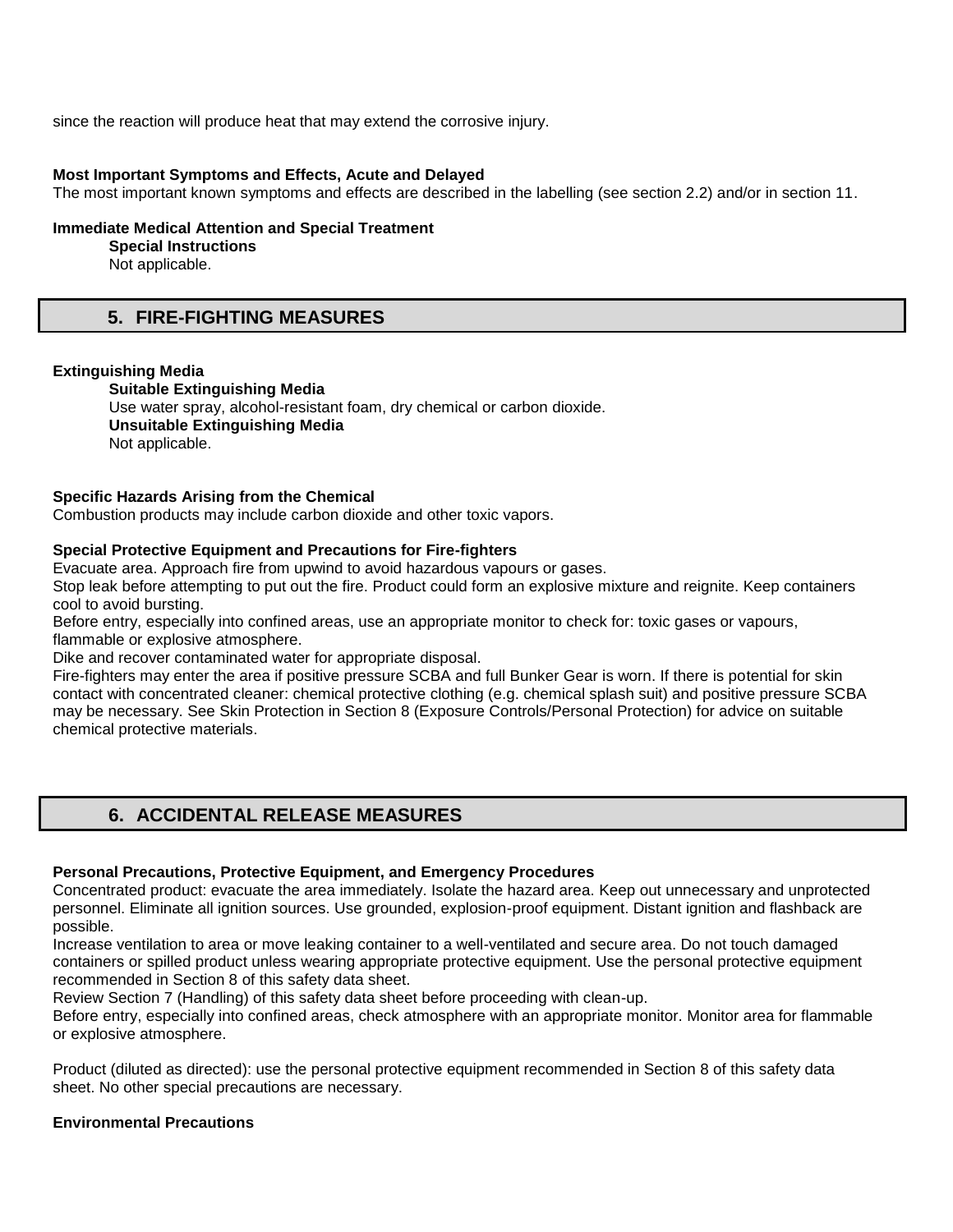since the reaction will produce heat that may extend the corrosive injury.

**Most Important Symptoms and Effects, Acute and Delayed**
The most important known symptoms and effects are described in the labelling (see section 2.2) and/or in section 11.

**Immediate Medical Attention and Special Treatment**

**Special Instructions**
Not applicable.

## 5. FIRE-FIGHTING MEASURES

**Extinguishing Media**

**Suitable Extinguishing Media**
Use water spray, alcohol-resistant foam, dry chemical or carbon dioxide.

**Unsuitable Extinguishing Media**
Not applicable.

**Specific Hazards Arising from the Chemical**
Combustion products may include carbon dioxide and other toxic vapors.

**Special Protective Equipment and Precautions for Fire-fighters**
Evacuate area. Approach fire from upwind to avoid hazardous vapours or gases.
Stop leak before attempting to put out the fire. Product could form an explosive mixture and reignite. Keep containers cool to avoid bursting.
Before entry, especially into confined areas, use an appropriate monitor to check for: toxic gases or vapours, flammable or explosive atmosphere.
Dike and recover contaminated water for appropriate disposal.
Fire-fighters may enter the area if positive pressure SCBA and full Bunker Gear is worn. If there is potential for skin contact with concentrated cleaner: chemical protective clothing (e.g. chemical splash suit) and positive pressure SCBA may be necessary. See Skin Protection in Section 8 (Exposure Controls/Personal Protection) for advice on suitable chemical protective materials.

## 6. ACCIDENTAL RELEASE MEASURES

**Personal Precautions, Protective Equipment, and Emergency Procedures**
Concentrated product: evacuate the area immediately. Isolate the hazard area. Keep out unnecessary and unprotected personnel. Eliminate all ignition sources. Use grounded, explosion-proof equipment. Distant ignition and flashback are possible.
Increase ventilation to area or move leaking container to a well-ventilated and secure area. Do not touch damaged containers or spilled product unless wearing appropriate protective equipment. Use the personal protective equipment recommended in Section 8 of this safety data sheet.
Review Section 7 (Handling) of this safety data sheet before proceeding with clean-up.
Before entry, especially into confined areas, check atmosphere with an appropriate monitor. Monitor area for flammable or explosive atmosphere.

Product (diluted as directed): use the personal protective equipment recommended in Section 8 of this safety data sheet. No other special precautions are necessary.

**Environmental Precautions**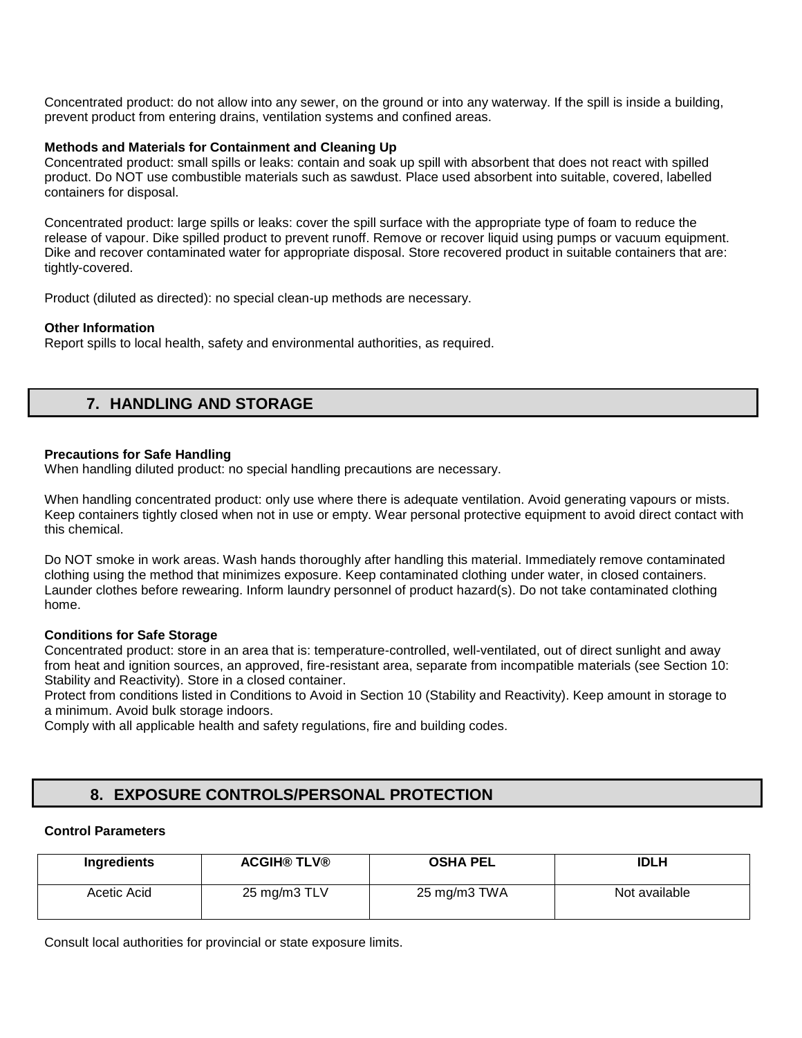Concentrated product: do not allow into any sewer, on the ground or into any waterway. If the spill is inside a building, prevent product from entering drains, ventilation systems and confined areas.

**Methods and Materials for Containment and Cleaning Up**

Concentrated product: small spills or leaks: contain and soak up spill with absorbent that does not react with spilled product. Do NOT use combustible materials such as sawdust. Place used absorbent into suitable, covered, labelled containers for disposal.

Concentrated product: large spills or leaks: cover the spill surface with the appropriate type of foam to reduce the release of vapour. Dike spilled product to prevent runoff. Remove or recover liquid using pumps or vacuum equipment. Dike and recover contaminated water for appropriate disposal. Store recovered product in suitable containers that are: tightly-covered.

Product (diluted as directed): no special clean-up methods are necessary.

**Other Information**

Report spills to local health, safety and environmental authorities, as required.

## 7. HANDLING AND STORAGE

**Precautions for Safe Handling**

When handling diluted product: no special handling precautions are necessary.

When handling concentrated product: only use where there is adequate ventilation. Avoid generating vapours or mists. Keep containers tightly closed when not in use or empty. Wear personal protective equipment to avoid direct contact with this chemical.

Do NOT smoke in work areas. Wash hands thoroughly after handling this material. Immediately remove contaminated clothing using the method that minimizes exposure. Keep contaminated clothing under water, in closed containers. Launder clothes before rewearing. Inform laundry personnel of product hazard(s). Do not take contaminated clothing home.

**Conditions for Safe Storage**

Concentrated product: store in an area that is: temperature-controlled, well-ventilated, out of direct sunlight and away from heat and ignition sources, an approved, fire-resistant area, separate from incompatible materials (see Section 10: Stability and Reactivity). Store in a closed container.

Protect from conditions listed in Conditions to Avoid in Section 10 (Stability and Reactivity). Keep amount in storage to a minimum. Avoid bulk storage indoors.

Comply with all applicable health and safety regulations, fire and building codes.

## 8. EXPOSURE CONTROLS/PERSONAL PROTECTION

**Control Parameters**

| Ingredients | ACGIH® TLV® | OSHA PEL | IDLH |
|---|---|---|---|
| Acetic Acid | 25 mg/m3 TLV | 25 mg/m3 TWA | Not available |

Consult local authorities for provincial or state exposure limits.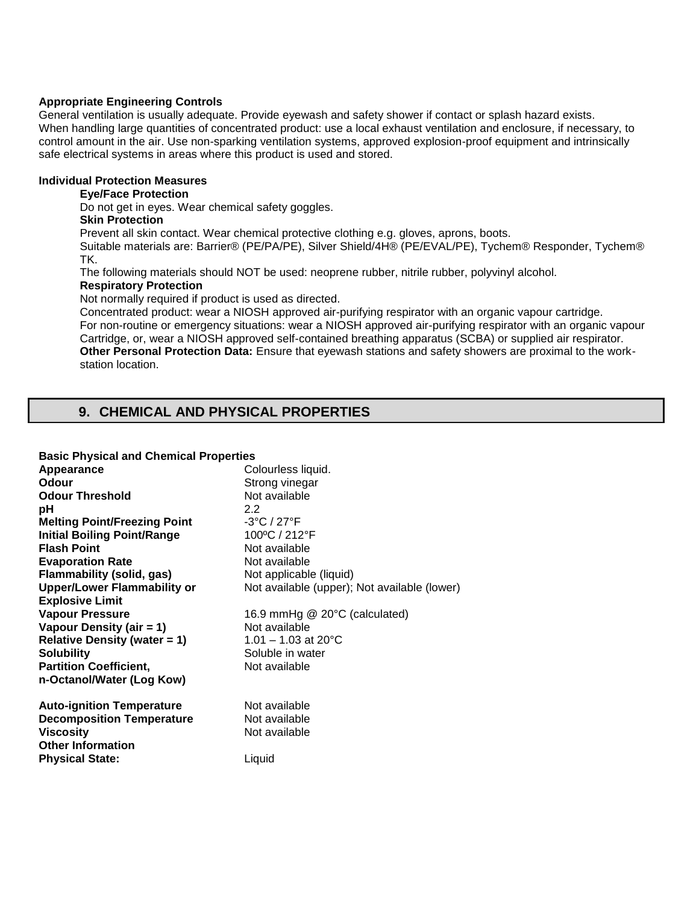**Appropriate Engineering Controls**

General ventilation is usually adequate. Provide eyewash and safety shower if contact or splash hazard exists. When handling large quantities of concentrated product: use a local exhaust ventilation and enclosure, if necessary, to control amount in the air. Use non-sparking ventilation systems, approved explosion-proof equipment and intrinsically safe electrical systems in areas where this product is used and stored.

**Individual Protection Measures**

**Eye/Face Protection**

Do not get in eyes. Wear chemical safety goggles.

**Skin Protection**

Prevent all skin contact. Wear chemical protective clothing e.g. gloves, aprons, boots.

Suitable materials are: Barrier® (PE/PA/PE), Silver Shield/4H® (PE/EVAL/PE), Tychem® Responder, Tychem® TK.

The following materials should NOT be used: neoprene rubber, nitrile rubber, polyvinyl alcohol.

**Respiratory Protection**

Not normally required if product is used as directed.

Concentrated product: wear a NIOSH approved air-purifying respirator with an organic vapour cartridge.

For non-routine or emergency situations: wear a NIOSH approved air-purifying respirator with an organic vapour Cartridge, or, wear a NIOSH approved self-contained breathing apparatus (SCBA) or supplied air respirator.

**Other Personal Protection Data:** Ensure that eyewash stations and safety showers are proximal to the work-station location.

## 9. CHEMICAL AND PHYSICAL PROPERTIES

**Basic Physical and Chemical Properties**

| | |
|---|---|
| **Appearance** | Colourless liquid. |
| **Odour** | Strong vinegar |
| **Odour Threshold** | Not available |
| **pH** | 2.2 |
| **Melting Point/Freezing Point** | -3°C / 27°F |
| **Initial Boiling Point/Range** | 100ºC / 212°F |
| **Flash Point** | Not available |
| **Evaporation Rate** | Not available |
| **Flammability (solid, gas)** | Not applicable (liquid) |
| **Upper/Lower Flammability or Explosive Limit** | Not available (upper); Not available (lower) |
| **Vapour Pressure** | 16.9 mmHg @ 20°C (calculated) |
| **Vapour Density (air = 1)** | Not available |
| **Relative Density (water = 1)** | 1.01 – 1.03 at 20°C |
| **Solubility** | Soluble in water |
| **Partition Coefficient, n-Octanol/Water (Log Kow)** | Not available |
| **Auto-ignition Temperature** | Not available |
| **Decomposition Temperature** | Not available |
| **Viscosity** | Not available |

**Other Information**

**Physical State:** Liquid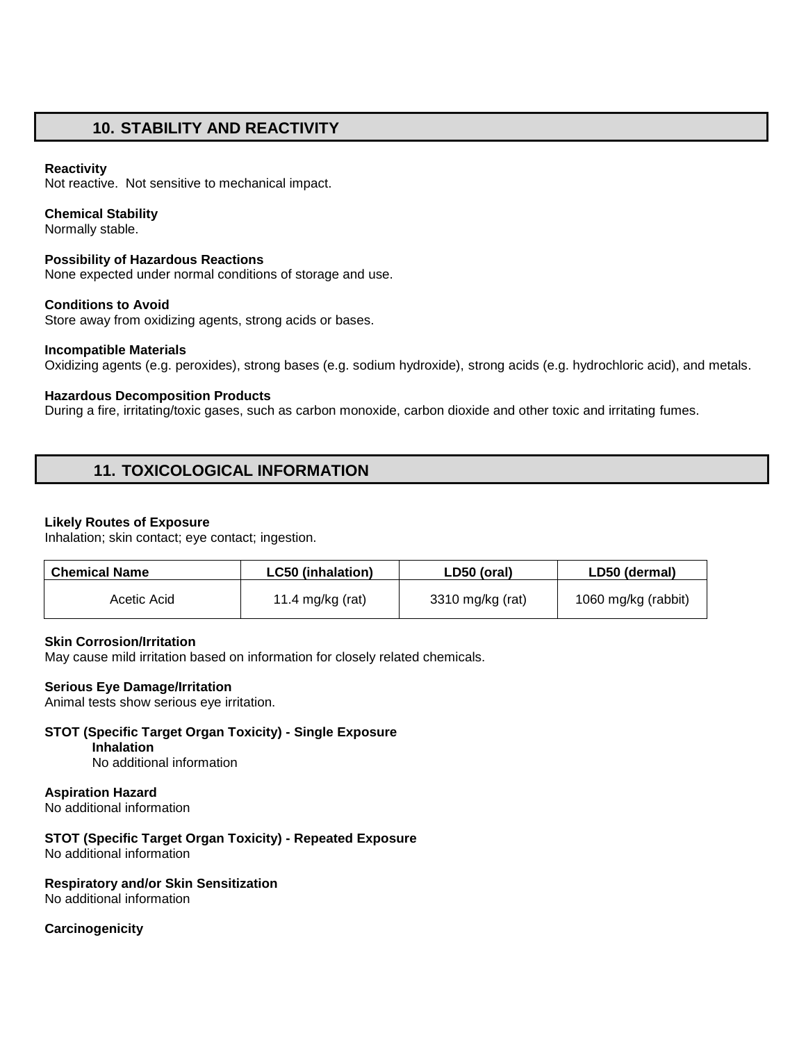## 10. STABILITY AND REACTIVITY

**Reactivity**
Not reactive. Not sensitive to mechanical impact.

**Chemical Stability**
Normally stable.

**Possibility of Hazardous Reactions**
None expected under normal conditions of storage and use.

**Conditions to Avoid**
Store away from oxidizing agents, strong acids or bases.

**Incompatible Materials**
Oxidizing agents (e.g. peroxides), strong bases (e.g. sodium hydroxide), strong acids (e.g. hydrochloric acid), and metals.

**Hazardous Decomposition Products**
During a fire, irritating/toxic gases, such as carbon monoxide, carbon dioxide and other toxic and irritating fumes.

## 11. TOXICOLOGICAL INFORMATION

**Likely Routes of Exposure**
Inhalation; skin contact; eye contact; ingestion.

| Chemical Name | LC50 (inhalation) | LD50 (oral) | LD50 (dermal) |
|---|---|---|---|
| Acetic Acid | 11.4 mg/kg (rat) | 3310 mg/kg (rat) | 1060 mg/kg (rabbit) |

**Skin Corrosion/Irritation**
May cause mild irritation based on information for closely related chemicals.

**Serious Eye Damage/Irritation**
Animal tests show serious eye irritation.

**STOT (Specific Target Organ Toxicity) - Single Exposure**

**Inhalation**
No additional information

**Aspiration Hazard**
No additional information

**STOT (Specific Target Organ Toxicity) - Repeated Exposure**
No additional information

**Respiratory and/or Skin Sensitization**
No additional information

**Carcinogenicity**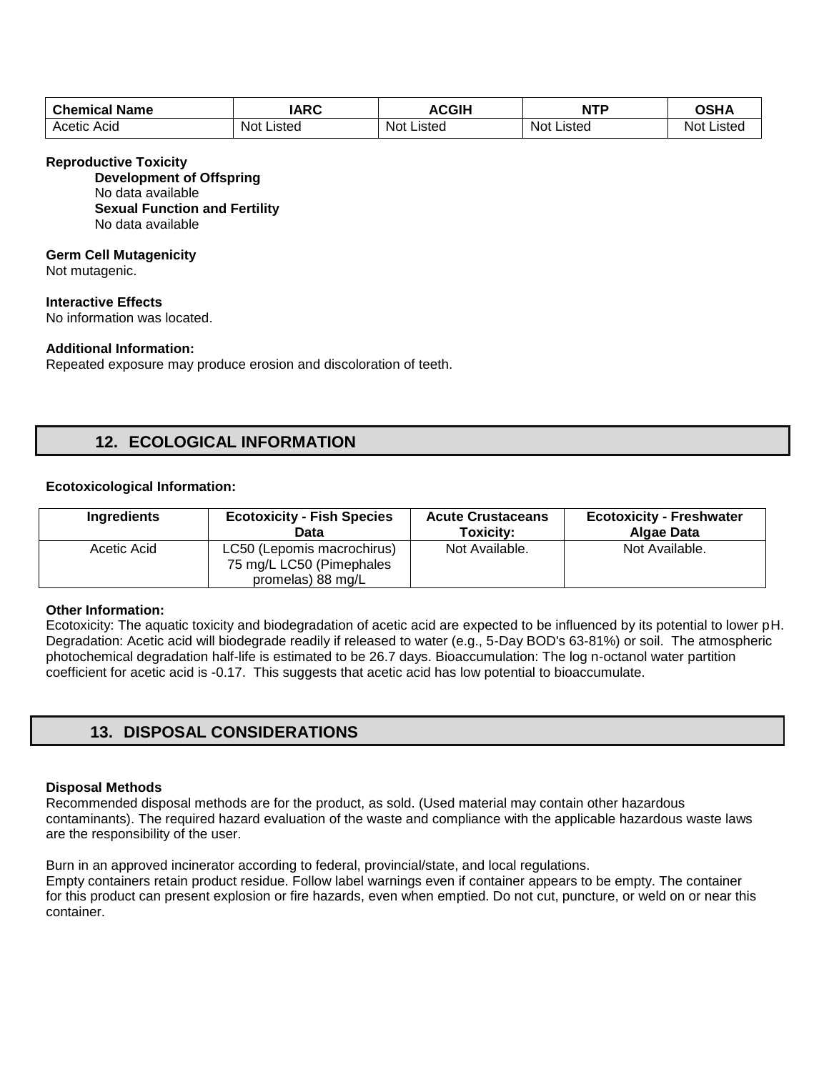| Chemical Name | IARC | ACGIH | NTP | OSHA |
|---|---|---|---|---|
| Acetic Acid | Not Listed | Not Listed | Not Listed | Not Listed |

**Reproductive Toxicity**

**Development of Offspring**
No data available
**Sexual Function and Fertility**
No data available

**Germ Cell Mutagenicity**
Not mutagenic.

**Interactive Effects**
No information was located.

**Additional Information:**
Repeated exposure may produce erosion and discoloration of teeth.

## 12. ECOLOGICAL INFORMATION

**Ecotoxicological Information:**

| Ingredients | Ecotoxicity - Fish Species Data | Acute Crustaceans Toxicity: | Ecotoxicity - Freshwater Algae Data |
|---|---|---|---|
| Acetic Acid | LC50 (Lepomis macrochirus) 75 mg/L LC50 (Pimephales promelas) 88 mg/L | Not Available. | Not Available. |

**Other Information:**
Ecotoxicity: The aquatic toxicity and biodegradation of acetic acid are expected to be influenced by its potential to lower pH. Degradation: Acetic acid will biodegrade readily if released to water (e.g., 5-Day BOD's 63-81%) or soil. The atmospheric photochemical degradation half-life is estimated to be 26.7 days. Bioaccumulation: The log n-octanol water partition coefficient for acetic acid is -0.17. This suggests that acetic acid has low potential to bioaccumulate.

## 13. DISPOSAL CONSIDERATIONS

**Disposal Methods**
Recommended disposal methods are for the product, as sold. (Used material may contain other hazardous contaminants). The required hazard evaluation of the waste and compliance with the applicable hazardous waste laws are the responsibility of the user.

Burn in an approved incinerator according to federal, provincial/state, and local regulations.
Empty containers retain product residue. Follow label warnings even if container appears to be empty. The container for this product can present explosion or fire hazards, even when emptied. Do not cut, puncture, or weld on or near this container.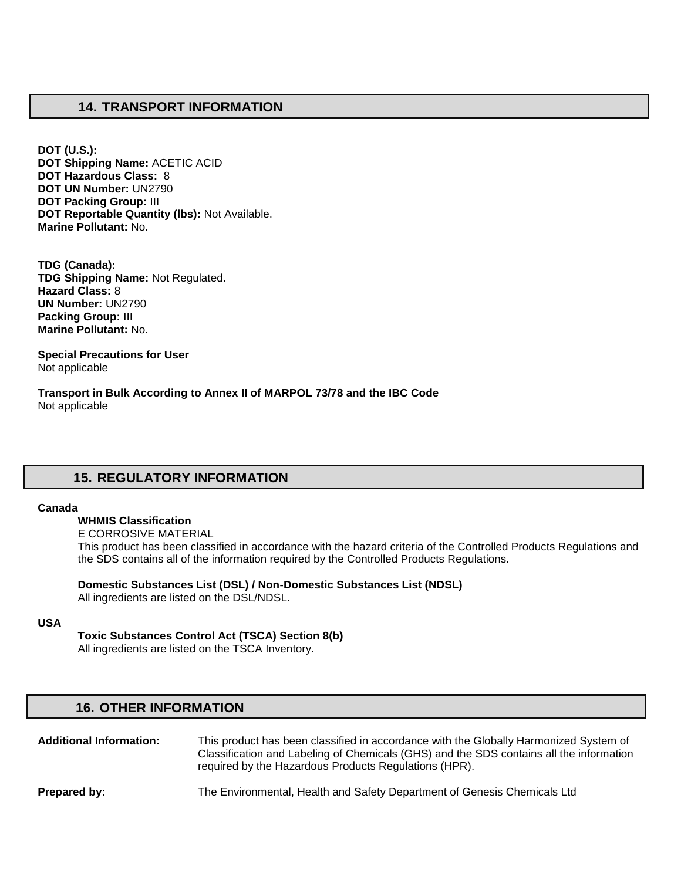## 14. TRANSPORT INFORMATION

**DOT (U.S.):**
**DOT Shipping Name:** ACETIC ACID
**DOT Hazardous Class:** 8
**DOT UN Number:** UN2790
**DOT Packing Group:** III
**DOT Reportable Quantity (lbs):** Not Available.
**Marine Pollutant:** No.

**TDG (Canada):**
**TDG Shipping Name:** Not Regulated.
**Hazard Class:** 8
**UN Number:** UN2790
**Packing Group:** III
**Marine Pollutant:** No.

**Special Precautions for User**
Not applicable

**Transport in Bulk According to Annex II of MARPOL 73/78 and the IBC Code**
Not applicable

## 15. REGULATORY INFORMATION

**Canada**

**WHMIS Classification**
E CORROSIVE MATERIAL
This product has been classified in accordance with the hazard criteria of the Controlled Products Regulations and the SDS contains all of the information required by the Controlled Products Regulations.

**Domestic Substances List (DSL) / Non-Domestic Substances List (NDSL)**
All ingredients are listed on the DSL/NDSL.

**USA**

**Toxic Substances Control Act (TSCA) Section 8(b)**
All ingredients are listed on the TSCA Inventory.

## 16. OTHER INFORMATION

**Additional Information:** This product has been classified in accordance with the Globally Harmonized System of Classification and Labeling of Chemicals (GHS) and the SDS contains all the information required by the Hazardous Products Regulations (HPR).

**Prepared by:** The Environmental, Health and Safety Department of Genesis Chemicals Ltd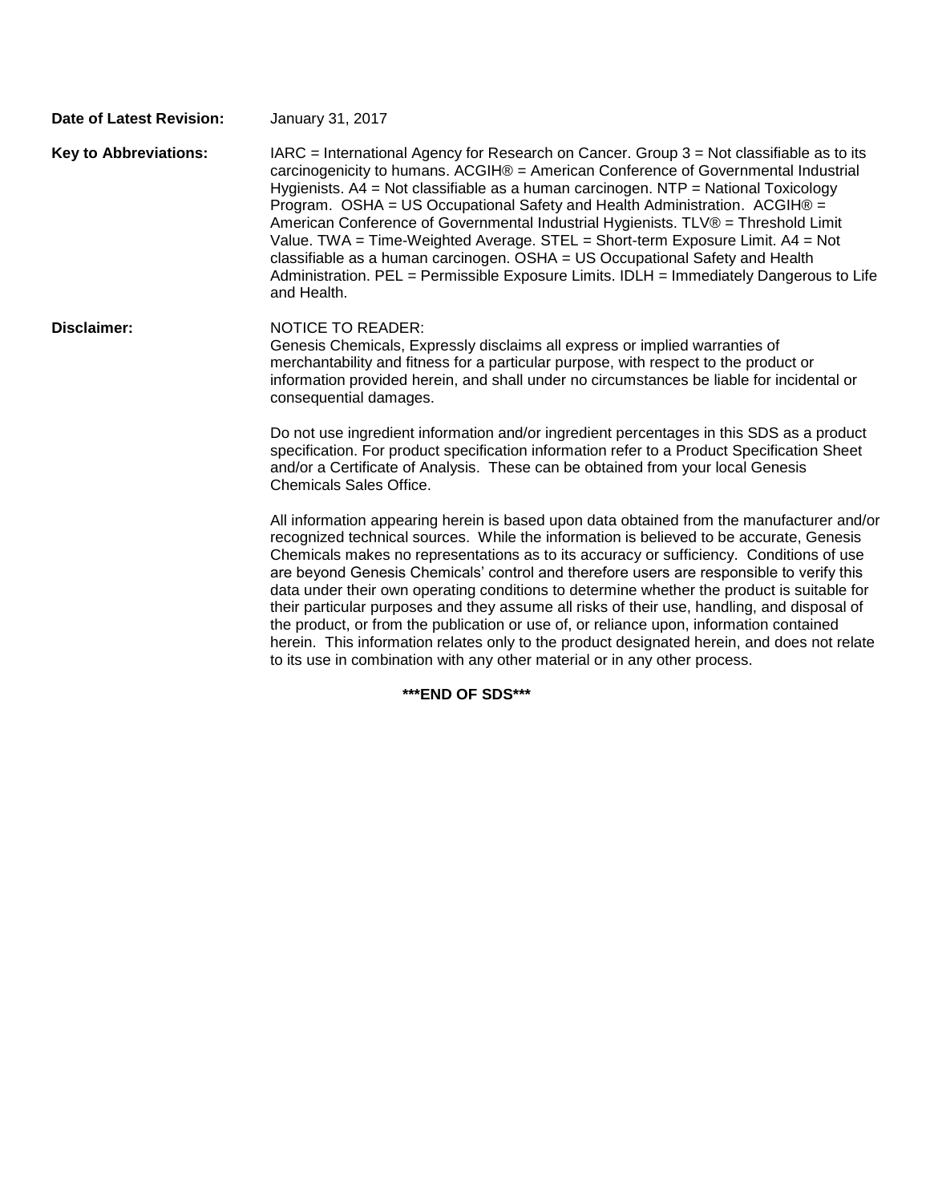**Date of Latest Revision:** January 31, 2017

**Key to Abbreviations:** IARC = International Agency for Research on Cancer. Group 3 = Not classifiable as to its carcinogenicity to humans. ACGIH® = American Conference of Governmental Industrial Hygienists. A4 = Not classifiable as a human carcinogen. NTP = National Toxicology Program. OSHA = US Occupational Safety and Health Administration. ACGIH® = American Conference of Governmental Industrial Hygienists. TLV® = Threshold Limit Value. TWA = Time-Weighted Average. STEL = Short-term Exposure Limit. A4 = Not classifiable as a human carcinogen. OSHA = US Occupational Safety and Health Administration. PEL = Permissible Exposure Limits. IDLH = Immediately Dangerous to Life and Health.

**Disclaimer:** NOTICE TO READER:
Genesis Chemicals, Expressly disclaims all express or implied warranties of merchantability and fitness for a particular purpose, with respect to the product or information provided herein, and shall under no circumstances be liable for incidental or consequential damages.

Do not use ingredient information and/or ingredient percentages in this SDS as a product specification. For product specification information refer to a Product Specification Sheet and/or a Certificate of Analysis. These can be obtained from your local Genesis Chemicals Sales Office.

All information appearing herein is based upon data obtained from the manufacturer and/or recognized technical sources. While the information is believed to be accurate, Genesis Chemicals makes no representations as to its accuracy or sufficiency. Conditions of use are beyond Genesis Chemicals' control and therefore users are responsible to verify this data under their own operating conditions to determine whether the product is suitable for their particular purposes and they assume all risks of their use, handling, and disposal of the product, or from the publication or use of, or reliance upon, information contained herein. This information relates only to the product designated herein, and does not relate to its use in combination with any other material or in any other process.

**\*\*\*END OF SDS\*\*\***